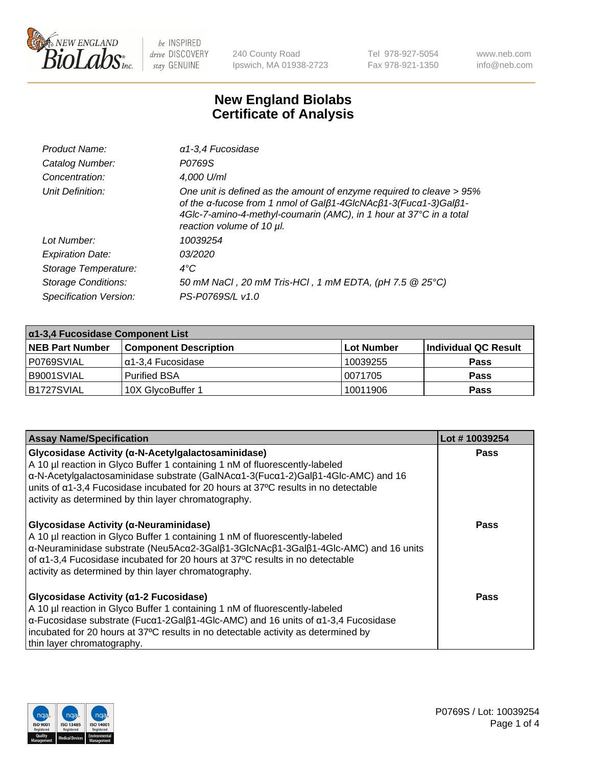New England BioLabs Inc. — be INSPIRED drive DISCOVERY stay GENUINE

240 County Road
Ipswich, MA 01938-2723

Tel 978-927-5054
Fax 978-921-1350

www.neb.com
info@neb.com

# New England Biolabs
# Certificate of Analysis

| | |
|---|---|
| *Product Name:* | *α1-3,4 Fucosidase* |
| *Catalog Number:* | *P0769S* |
| *Concentration:* | *4,000 U/ml* |
| *Unit Definition:* | *One unit is defined as the amount of enzyme required to cleave > 95% of the α-fucose from 1 nmol of Galβ1-4GlcNAcβ1-3(Fucα1-3)Galβ1-4Glc-7-amino-4-methyl-coumarin (AMC), in 1 hour at 37°C in a total reaction volume of 10 µl.* |
| *Lot Number:* | *10039254* |
| *Expiration Date:* | *03/2020* |
| *Storage Temperature:* | *4°C* |
| *Storage Conditions:* | *50 mM NaCl , 20 mM Tris-HCl , 1 mM EDTA, (pH 7.5 @ 25°C)* |
| *Specification Version:* | *PS-P0769S/L v1.0* |

| α1-3,4 Fucosidase Component List | | | |
|---|---|---|---|
| **NEB Part Number** | **Component Description** | **Lot Number** | **Individual QC Result** |
| P0769SVIAL | α1-3,4 Fucosidase | 10039255 | **Pass** |
| B9001SVIAL | Purified BSA | 0071705 | **Pass** |
| B1727SVIAL | 10X GlycoBuffer 1 | 10011906 | **Pass** |

| Assay Name/Specification | Lot # 10039254 |
|---|---|
| **Glycosidase Activity (α-N-Acetylgalactosaminidase)** A 10 µl reaction in Glyco Buffer 1 containing 1 nM of fluorescently-labeled α-N-Acetylgalactosaminidase substrate (GalNAcα1-3(Fucα1-2)Galβ1-4Glc-AMC) and 16 units of α1-3,4 Fucosidase incubated for 20 hours at 37ºC results in no detectable activity as determined by thin layer chromatography. | **Pass** |
| **Glycosidase Activity (α-Neuraminidase)** A 10 µl reaction in Glyco Buffer 1 containing 1 nM of fluorescently-labeled α-Neuraminidase substrate (Neu5Acα2-3Galβ1-3GlcNAcβ1-3Galβ1-4Glc-AMC) and 16 units of α1-3,4 Fucosidase incubated for 20 hours at 37ºC results in no detectable activity as determined by thin layer chromatography. | **Pass** |
| **Glycosidase Activity (α1-2 Fucosidase)** A 10 µl reaction in Glyco Buffer 1 containing 1 nM of fluorescently-labeled α-Fucosidase substrate (Fucα1-2Galβ1-4Glc-AMC) and 16 units of α1-3,4 Fucosidase incubated for 20 hours at 37ºC results in no detectable activity as determined by thin layer chromatography. | **Pass** |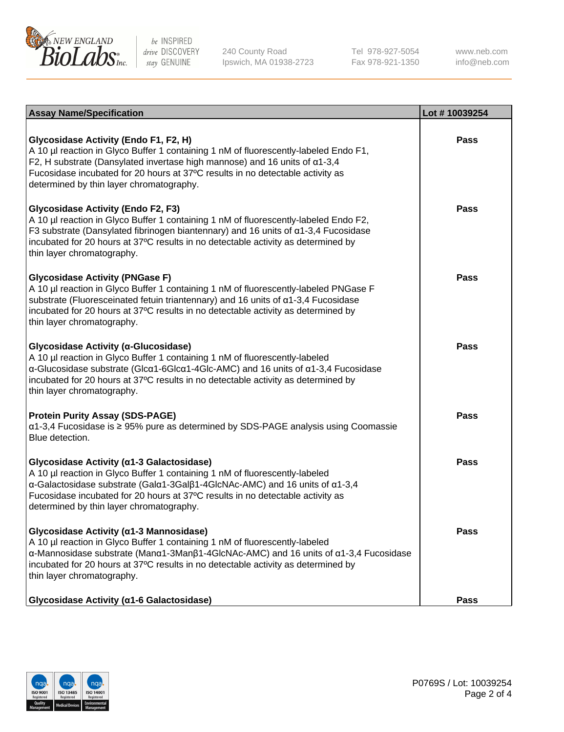| Assay Name/Specification | Lot # 10039254 |
| --- | --- |
| **Glycosidase Activity (Endo F1, F2, H)**<br>A 10 µl reaction in Glyco Buffer 1 containing 1 nM of fluorescently-labeled Endo F1, F2, H substrate (Dansylated invertase high mannose) and 16 units of α1-3,4 Fucosidase incubated for 20 hours at 37ºC results in no detectable activity as determined by thin layer chromatography. | Pass |
| **Glycosidase Activity (Endo F2, F3)**<br>A 10 µl reaction in Glyco Buffer 1 containing 1 nM of fluorescently-labeled Endo F2, F3 substrate (Dansylated fibrinogen biantennary) and 16 units of α1-3,4 Fucosidase incubated for 20 hours at 37ºC results in no detectable activity as determined by thin layer chromatography. | Pass |
| **Glycosidase Activity (PNGase F)**<br>A 10 µl reaction in Glyco Buffer 1 containing 1 nM of fluorescently-labeled PNGase F substrate (Fluoresceinated fetuin triantennary) and 16 units of α1-3,4 Fucosidase incubated for 20 hours at 37ºC results in no detectable activity as determined by thin layer chromatography. | Pass |
| **Glycosidase Activity (α-Glucosidase)**<br>A 10 µl reaction in Glyco Buffer 1 containing 1 nM of fluorescently-labeled α-Glucosidase substrate (Glcα1-6Glcα1-4Glc-AMC) and 16 units of α1-3,4 Fucosidase incubated for 20 hours at 37ºC results in no detectable activity as determined by thin layer chromatography. | Pass |
| **Protein Purity Assay (SDS-PAGE)**<br>α1-3,4 Fucosidase is ≥ 95% pure as determined by SDS-PAGE analysis using Coomassie Blue detection. | Pass |
| **Glycosidase Activity (α1-3 Galactosidase)**<br>A 10 µl reaction in Glyco Buffer 1 containing 1 nM of fluorescently-labeled α-Galactosidase substrate (Galα1-3Galβ1-4GlcNAc-AMC) and 16 units of α1-3,4 Fucosidase incubated for 20 hours at 37ºC results in no detectable activity as determined by thin layer chromatography. | Pass |
| **Glycosidase Activity (α1-3 Mannosidase)**<br>A 10 µl reaction in Glyco Buffer 1 containing 1 nM of fluorescently-labeled α-Mannosidase substrate (Manα1-3Manβ1-4GlcNAc-AMC) and 16 units of α1-3,4 Fucosidase incubated for 20 hours at 37ºC results in no detectable activity as determined by thin layer chromatography. | Pass |
| **Glycosidase Activity (α1-6 Galactosidase)** | Pass |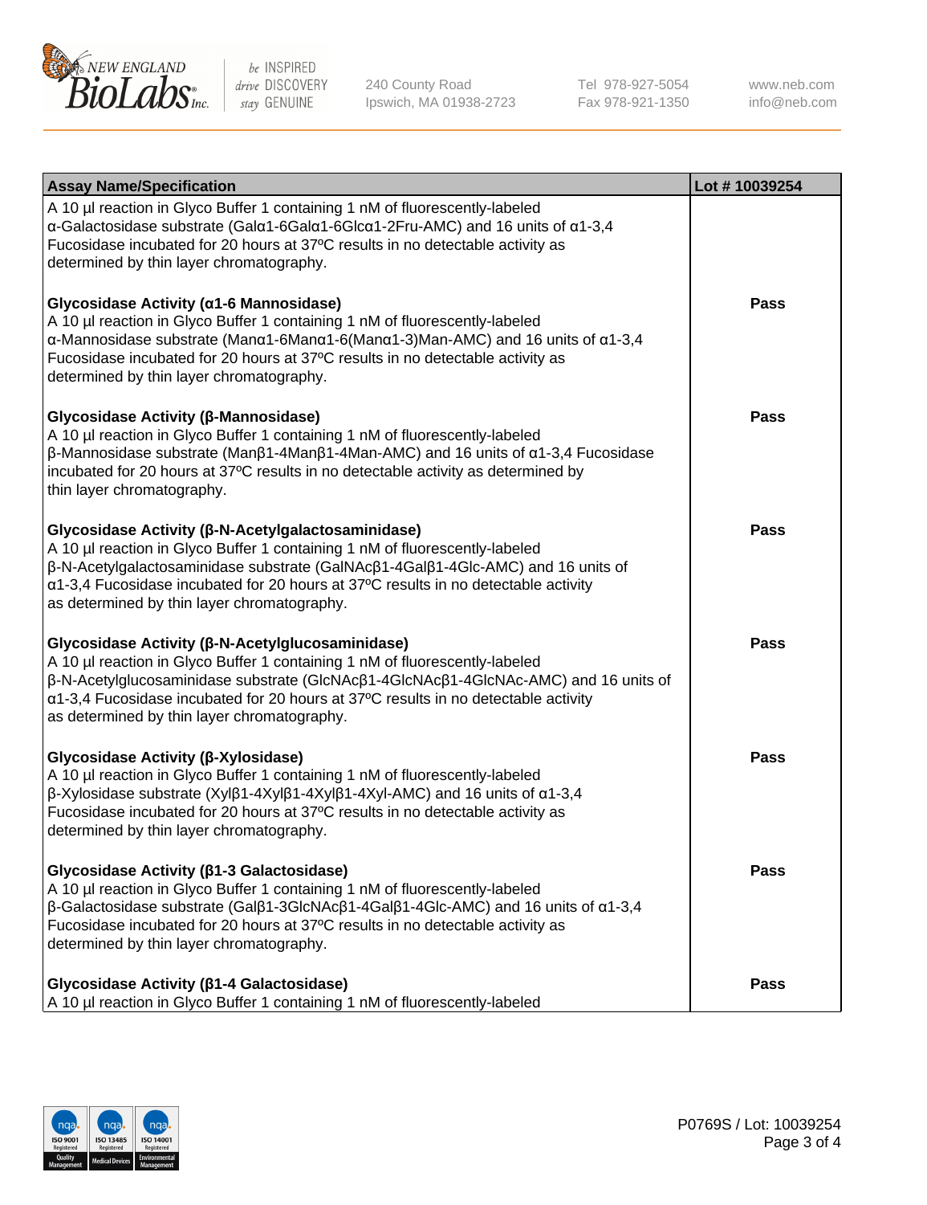| Assay Name/Specification | Lot # 10039254 |
|---|---|
| A 10 µl reaction in Glyco Buffer 1 containing 1 nM of fluorescently-labeled α-Galactosidase substrate (Galα1-6Galα1-6Glcα1-2Fru-AMC) and 16 units of α1-3,4 Fucosidase incubated for 20 hours at 37ºC results in no detectable activity as determined by thin layer chromatography. | |
| **Glycosidase Activity (α1-6 Mannosidase)**<br>A 10 µl reaction in Glyco Buffer 1 containing 1 nM of fluorescently-labeled α-Mannosidase substrate (Manα1-6Manα1-6(Manα1-3)Man-AMC) and 16 units of α1-3,4 Fucosidase incubated for 20 hours at 37ºC results in no detectable activity as determined by thin layer chromatography. | Pass |
| **Glycosidase Activity (β-Mannosidase)**<br>A 10 µl reaction in Glyco Buffer 1 containing 1 nM of fluorescently-labeled β-Mannosidase substrate (Manβ1-4Manβ1-4Man-AMC) and 16 units of α1-3,4 Fucosidase incubated for 20 hours at 37ºC results in no detectable activity as determined by thin layer chromatography. | Pass |
| **Glycosidase Activity (β-N-Acetylgalactosaminidase)**<br>A 10 µl reaction in Glyco Buffer 1 containing 1 nM of fluorescently-labeled β-N-Acetylgalactosaminidase substrate (GalNAcβ1-4Galβ1-4Glc-AMC) and 16 units of α1-3,4 Fucosidase incubated for 20 hours at 37ºC results in no detectable activity as determined by thin layer chromatography. | Pass |
| **Glycosidase Activity (β-N-Acetylglucosaminidase)**<br>A 10 µl reaction in Glyco Buffer 1 containing 1 nM of fluorescently-labeled β-N-Acetylglucosaminidase substrate (GlcNAcβ1-4GlcNAcβ1-4GlcNAc-AMC) and 16 units of α1-3,4 Fucosidase incubated for 20 hours at 37ºC results in no detectable activity as determined by thin layer chromatography. | Pass |
| **Glycosidase Activity (β-Xylosidase)**<br>A 10 µl reaction in Glyco Buffer 1 containing 1 nM of fluorescently-labeled β-Xylosidase substrate (Xylβ1-4Xylβ1-4Xylβ1-4Xyl-AMC) and 16 units of α1-3,4 Fucosidase incubated for 20 hours at 37ºC results in no detectable activity as determined by thin layer chromatography. | Pass |
| **Glycosidase Activity (β1-3 Galactosidase)**<br>A 10 µl reaction in Glyco Buffer 1 containing 1 nM of fluorescently-labeled β-Galactosidase substrate (Galβ1-3GlcNAcβ1-4Galβ1-4Glc-AMC) and 16 units of α1-3,4 Fucosidase incubated for 20 hours at 37ºC results in no detectable activity as determined by thin layer chromatography. | Pass |
| **Glycosidase Activity (β1-4 Galactosidase)**<br>A 10 µl reaction in Glyco Buffer 1 containing 1 nM of fluorescently-labeled | Pass |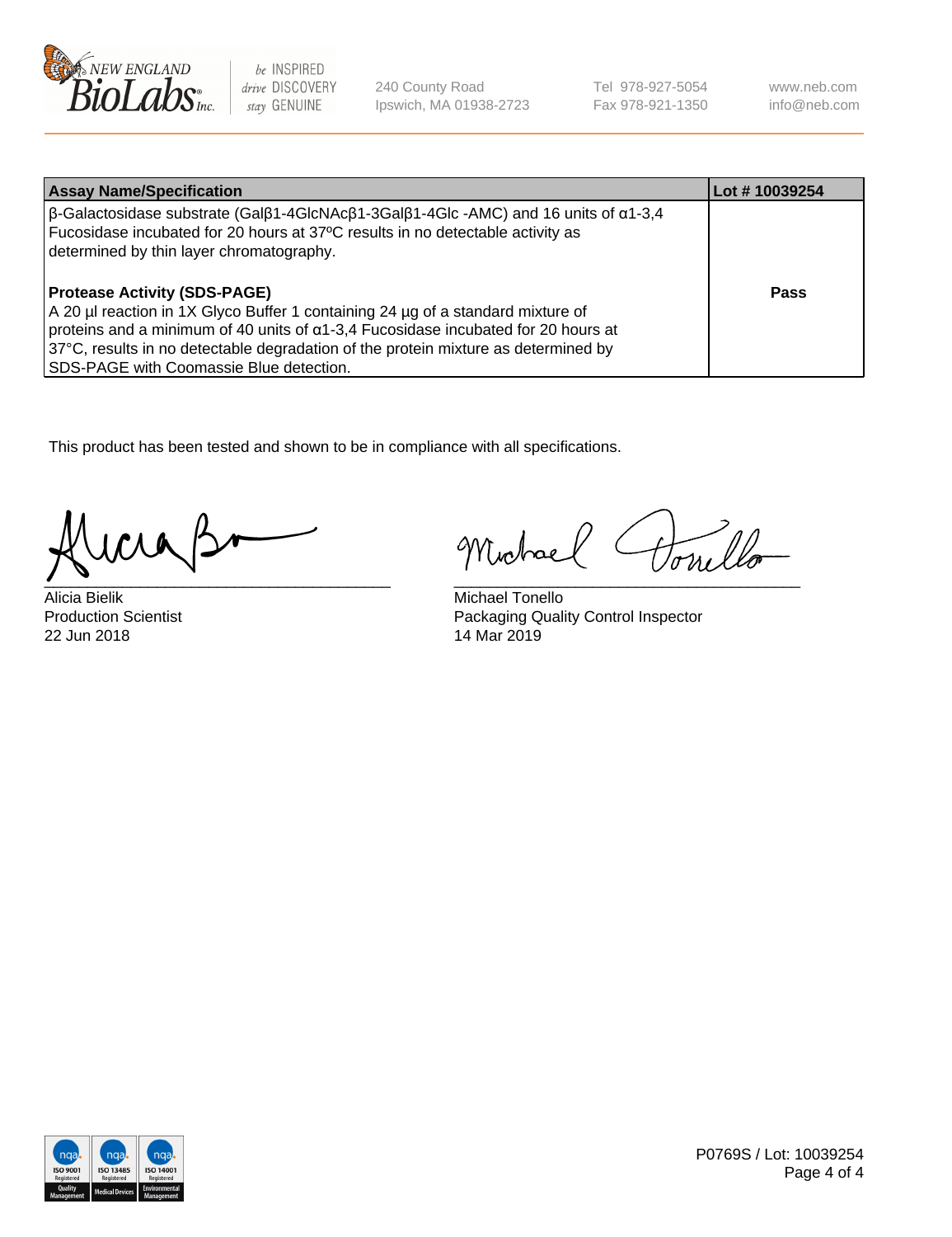| Assay Name/Specification | Lot # 10039254 |
| --- | --- |
| β-Galactosidase substrate (Galβ1-4GlcNAcβ1-3Galβ1-4Glc -AMC) and 16 units of α1-3,4 Fucosidase incubated for 20 hours at 37ºC results in no detectable activity as determined by thin layer chromatography. | |
| **Protease Activity (SDS-PAGE)**<br>A 20 µl reaction in 1X Glyco Buffer 1 containing 24 µg of a standard mixture of proteins and a minimum of 40 units of α1-3,4 Fucosidase incubated for 20 hours at 37°C, results in no detectable degradation of the protein mixture as determined by SDS-PAGE with Coomassie Blue detection. | **Pass** |

This product has been tested and shown to be in compliance with all specifications.

Alicia Bielik
Production Scientist
22 Jun 2018

Michael Tonello
Packaging Quality Control Inspector
14 Mar 2019

P0769S / Lot: 10039254